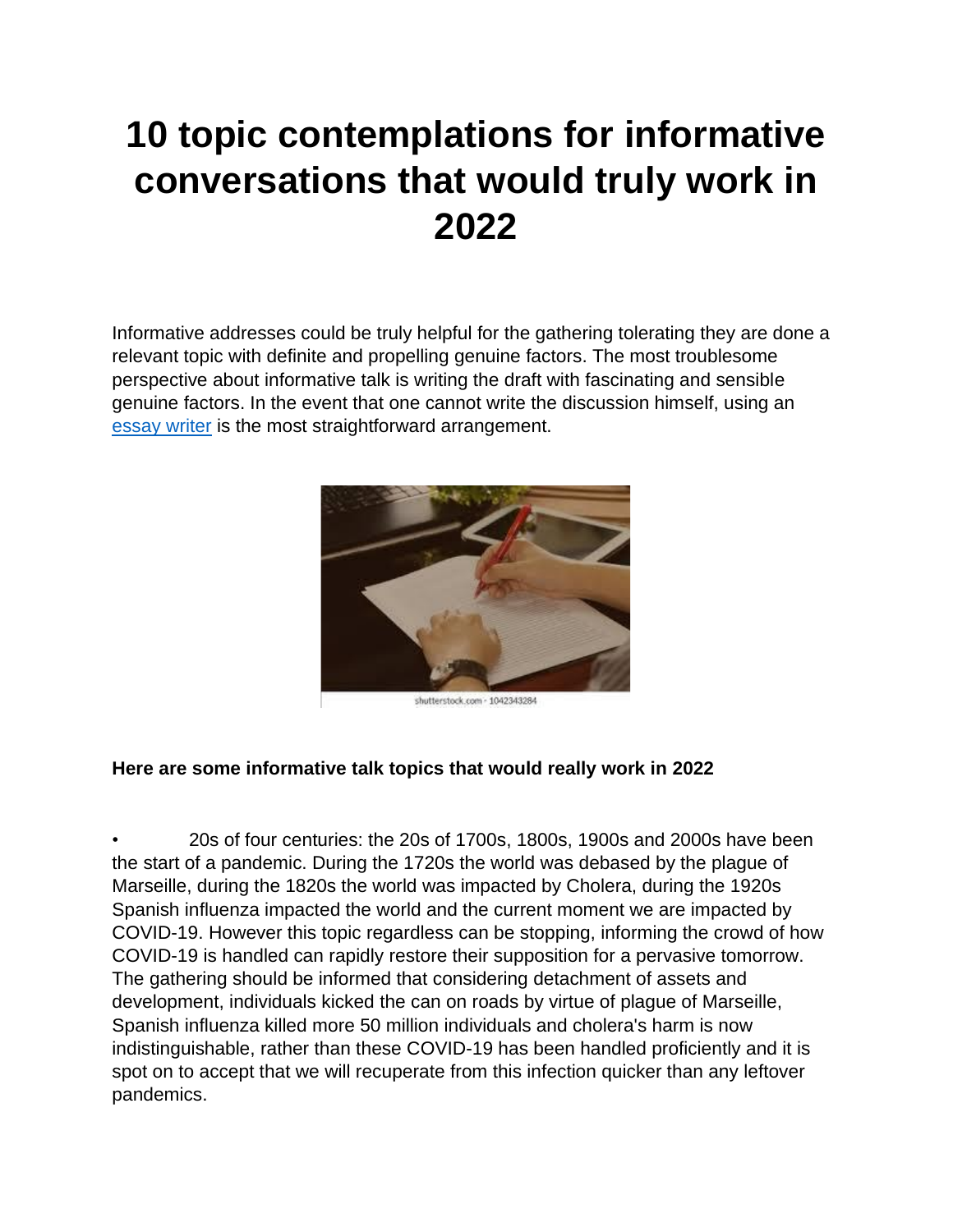# 10 topic contemplations for informative conversations that would truly work in 2022

Informative addresses could be truly helpful for the gathering tolerating they are done a relevant topic with definite and propelling genuine factors. The most troublesome perspective about informative talk is writing the draft with fascinating and sensible genuine factors. In the event that one cannot write the discussion himself, using an [essay writer](essay writer) is the most straightforward arrangement.

shutterstock.com · 1042343284

**Here are some informative talk topics that would really work in 2022**

- 20s of four centuries: the 20s of 1700s, 1800s, 1900s and 2000s have been the start of a pandemic. During the 1720s the world was debased by the plague of Marseille, during the 1820s the world was impacted by Cholera, during the 1920s Spanish influenza impacted the world and the current moment we are impacted by COVID-19. However this topic regardless can be stopping, informing the crowd of how COVID-19 is handled can rapidly restore their supposition for a pervasive tomorrow. The gathering should be informed that considering detachment of assets and development, individuals kicked the can on roads by virtue of plague of Marseille, Spanish influenza killed more 50 million individuals and cholera's harm is now indistinguishable, rather than these COVID-19 has been handled proficiently and it is spot on to accept that we will recuperate from this infection quicker than any leftover pandemics.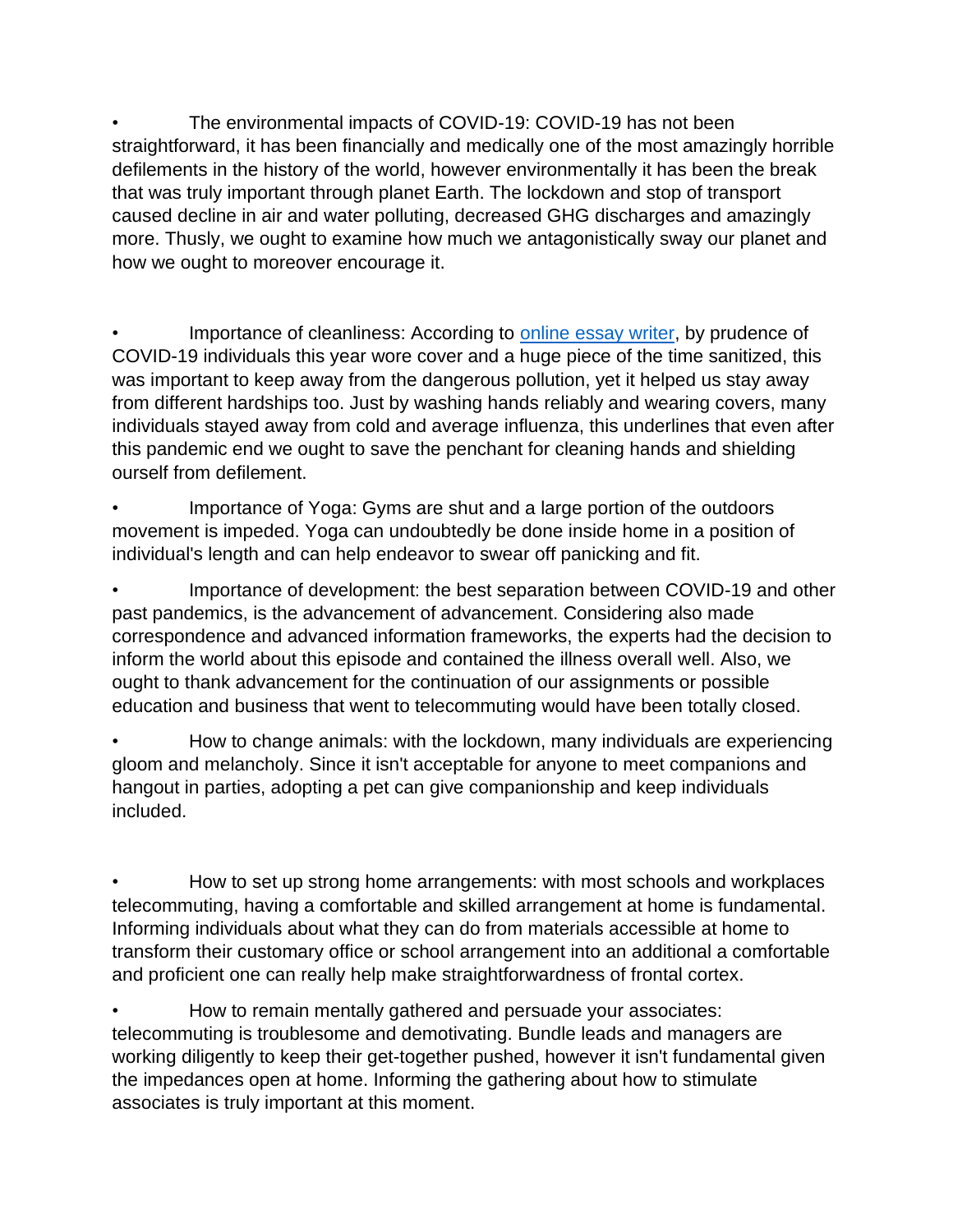- The environmental impacts of COVID-19: COVID-19 has not been straightforward, it has been financially and medically one of the most amazingly horrible defilements in the history of the world, however environmentally it has been the break that was truly important through planet Earth. The lockdown and stop of transport caused decline in air and water polluting, decreased GHG discharges and amazingly more. Thusly, we ought to examine how much we antagonistically sway our planet and how we ought to moreover encourage it.

- Importance of cleanliness: According to [online essay writer](), by prudence of COVID-19 individuals this year wore cover and a huge piece of the time sanitized, this was important to keep away from the dangerous pollution, yet it helped us stay away from different hardships too. Just by washing hands reliably and wearing covers, many individuals stayed away from cold and average influenza, this underlines that even after this pandemic end we ought to save the penchant for cleaning hands and shielding ourself from defilement.

- Importance of Yoga: Gyms are shut and a large portion of the outdoors movement is impeded. Yoga can undoubtedly be done inside home in a position of individual's length and can help endeavor to swear off panicking and fit.

- Importance of development: the best separation between COVID-19 and other past pandemics, is the advancement of advancement. Considering also made correspondence and advanced information frameworks, the experts had the decision to inform the world about this episode and contained the illness overall well. Also, we ought to thank advancement for the continuation of our assignments or possible education and business that went to telecommuting would have been totally closed.

- How to change animals: with the lockdown, many individuals are experiencing gloom and melancholy. Since it isn't acceptable for anyone to meet companions and hangout in parties, adopting a pet can give companionship and keep individuals included.

- How to set up strong home arrangements: with most schools and workplaces telecommuting, having a comfortable and skilled arrangement at home is fundamental. Informing individuals about what they can do from materials accessible at home to transform their customary office or school arrangement into an additional a comfortable and proficient one can really help make straightforwardness of frontal cortex.

- How to remain mentally gathered and persuade your associates: telecommuting is troublesome and demotivating. Bundle leads and managers are working diligently to keep their get-together pushed, however it isn't fundamental given the impedances open at home. Informing the gathering about how to stimulate associates is truly important at this moment.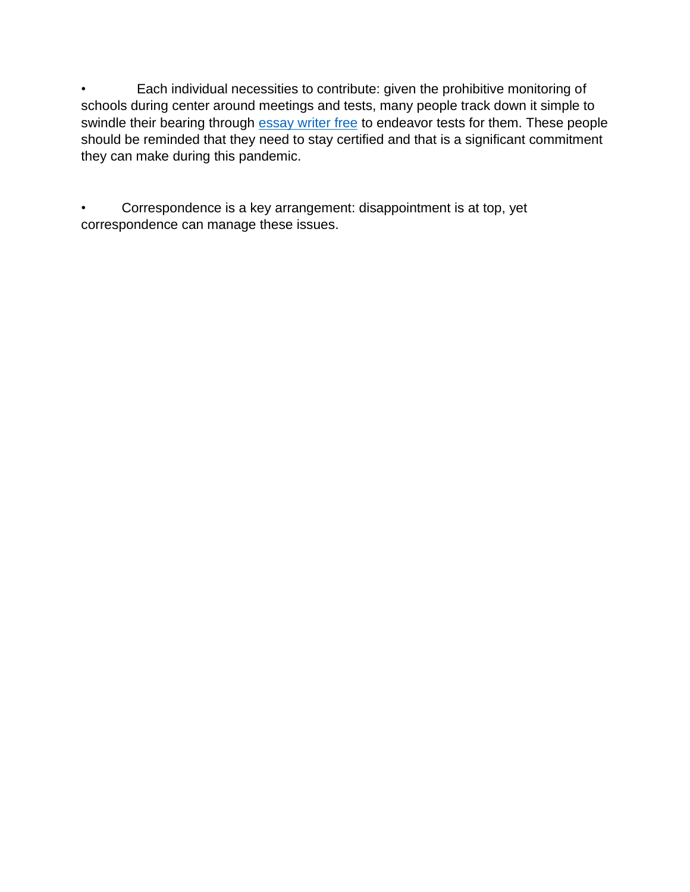- Each individual necessities to contribute: given the prohibitive monitoring of schools during center around meetings and tests, many people track down it simple to swindle their bearing through essay writer free to endeavor tests for them. These people should be reminded that they need to stay certified and that is a significant commitment they can make during this pandemic.

- Correspondence is a key arrangement: disappointment is at top, yet correspondence can manage these issues.